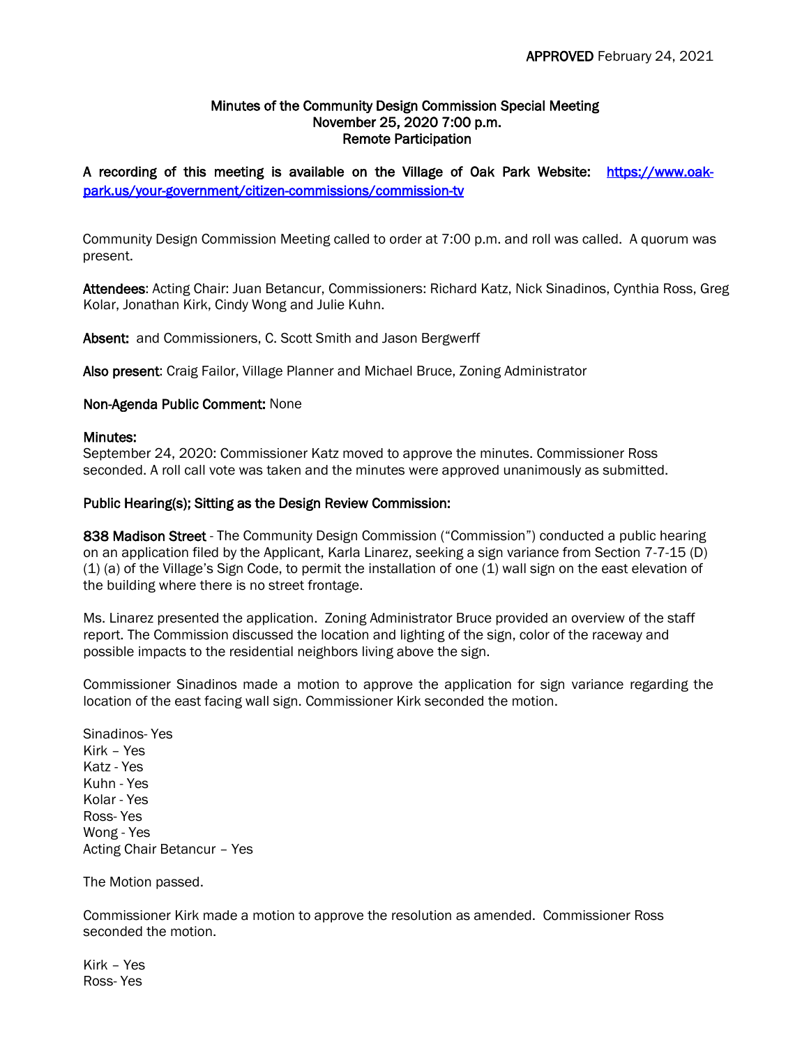**APPROVED** February 24, 2021

**Minutes of the Community Design Commission Special Meeting**
**November 25, 2020 7:00 p.m.**
**Remote Participation**

**A recording of this meeting is available on the Village of Oak Park Website: [https://www.oak-park.us/your-government/citizen-commissions/commission-tv](https://www.oak-park.us/your-government/citizen-commissions/commission-tv)**

Community Design Commission Meeting called to order at 7:00 p.m. and roll was called. A quorum was present.

**Attendees**: Acting Chair: Juan Betancur, Commissioners: Richard Katz, Nick Sinadinos, Cynthia Ross, Greg Kolar, Jonathan Kirk, Cindy Wong and Julie Kuhn.

**Absent:** and Commissioners, C. Scott Smith and Jason Bergwerff

**Also present**: Craig Failor, Village Planner and Michael Bruce, Zoning Administrator

**Non-Agenda Public Comment:** None

**Minutes:**
September 24, 2020: Commissioner Katz moved to approve the minutes. Commissioner Ross seconded. A roll call vote was taken and the minutes were approved unanimously as submitted.

**Public Hearing(s); Sitting as the Design Review Commission:**

**838 Madison Street** - The Community Design Commission ("Commission") conducted a public hearing on an application filed by the Applicant, Karla Linarez, seeking a sign variance from Section 7-7-15 (D) (1) (a) of the Village's Sign Code, to permit the installation of one (1) wall sign on the east elevation of the building where there is no street frontage.

Ms. Linarez presented the application. Zoning Administrator Bruce provided an overview of the staff report. The Commission discussed the location and lighting of the sign, color of the raceway and possible impacts to the residential neighbors living above the sign.

Commissioner Sinadinos made a motion to approve the application for sign variance regarding the location of the east facing wall sign. Commissioner Kirk seconded the motion.

Sinadinos- Yes
Kirk – Yes
Katz - Yes
Kuhn - Yes
Kolar - Yes
Ross- Yes
Wong - Yes
Acting Chair Betancur – Yes

The Motion passed.

Commissioner Kirk made a motion to approve the resolution as amended. Commissioner Ross seconded the motion.

Kirk – Yes
Ross- Yes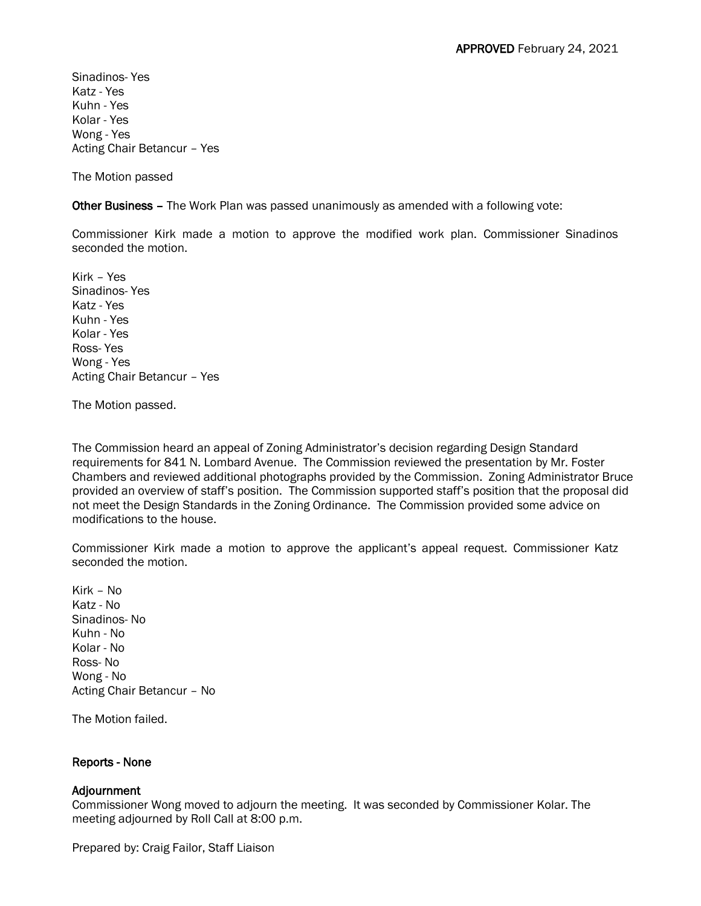**APPROVED** February 24, 2021

Sinadinos- Yes
Katz - Yes
Kuhn - Yes
Kolar - Yes
Wong - Yes
Acting Chair Betancur – Yes

The Motion passed

**Other Business –** The Work Plan was passed unanimously as amended with a following vote:

Commissioner Kirk made a motion to approve the modified work plan. Commissioner Sinadinos seconded the motion.

Kirk – Yes
Sinadinos- Yes
Katz - Yes
Kuhn - Yes
Kolar - Yes
Ross- Yes
Wong - Yes
Acting Chair Betancur – Yes

The Motion passed.

The Commission heard an appeal of Zoning Administrator's decision regarding Design Standard requirements for 841 N. Lombard Avenue. The Commission reviewed the presentation by Mr. Foster Chambers and reviewed additional photographs provided by the Commission. Zoning Administrator Bruce provided an overview of staff's position. The Commission supported staff's position that the proposal did not meet the Design Standards in the Zoning Ordinance. The Commission provided some advice on modifications to the house.

Commissioner Kirk made a motion to approve the applicant's appeal request. Commissioner Katz seconded the motion.

Kirk – No
Katz - No
Sinadinos- No
Kuhn - No
Kolar - No
Ross- No
Wong - No
Acting Chair Betancur – No

The Motion failed.

**Reports - None**

**Adjournment**

Commissioner Wong moved to adjourn the meeting. It was seconded by Commissioner Kolar. The meeting adjourned by Roll Call at 8:00 p.m.

Prepared by: Craig Failor, Staff Liaison